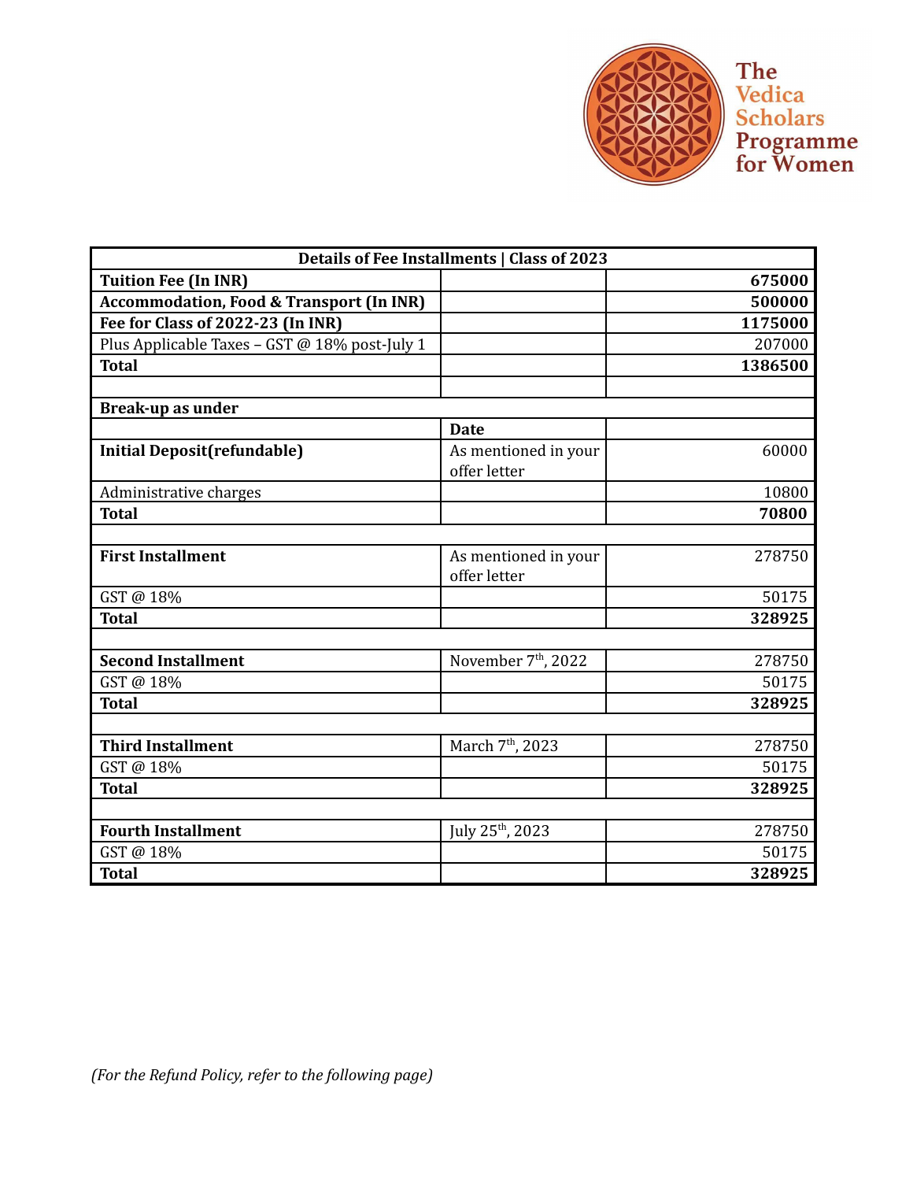The Vedica Scholars Programme for Women

| Details of Fee Installments \| Class of 2023 | | |
|---|---|---|
| **Tuition Fee (In INR)** | | **675000** |
| **Accommodation, Food & Transport (In INR)** | | **500000** |
| **Fee for Class of 2022-23 (In INR)** | | **1175000** |
| Plus Applicable Taxes – GST @ 18% post-July 1 | | 207000 |
| **Total** | | **1386500** |
| | | |
| **Break-up as under** | | |
| | **Date** | |
| **Initial Deposit(refundable)** | As mentioned in your offer letter | 60000 |
| Administrative charges | | 10800 |
| **Total** | | **70800** |
| | | |
| **First Installment** | As mentioned in your offer letter | 278750 |
| GST @ 18% | | 50175 |
| **Total** | | **328925** |
| | | |
| **Second Installment** | November 7th, 2022 | 278750 |
| GST @ 18% | | 50175 |
| **Total** | | **328925** |
| | | |
| **Third Installment** | March 7th, 2023 | 278750 |
| GST @ 18% | | 50175 |
| **Total** | | **328925** |
| | | |
| **Fourth Installment** | July 25th, 2023 | 278750 |
| GST @ 18% | | 50175 |
| **Total** | | **328925** |

*(For the Refund Policy, refer to the following page)*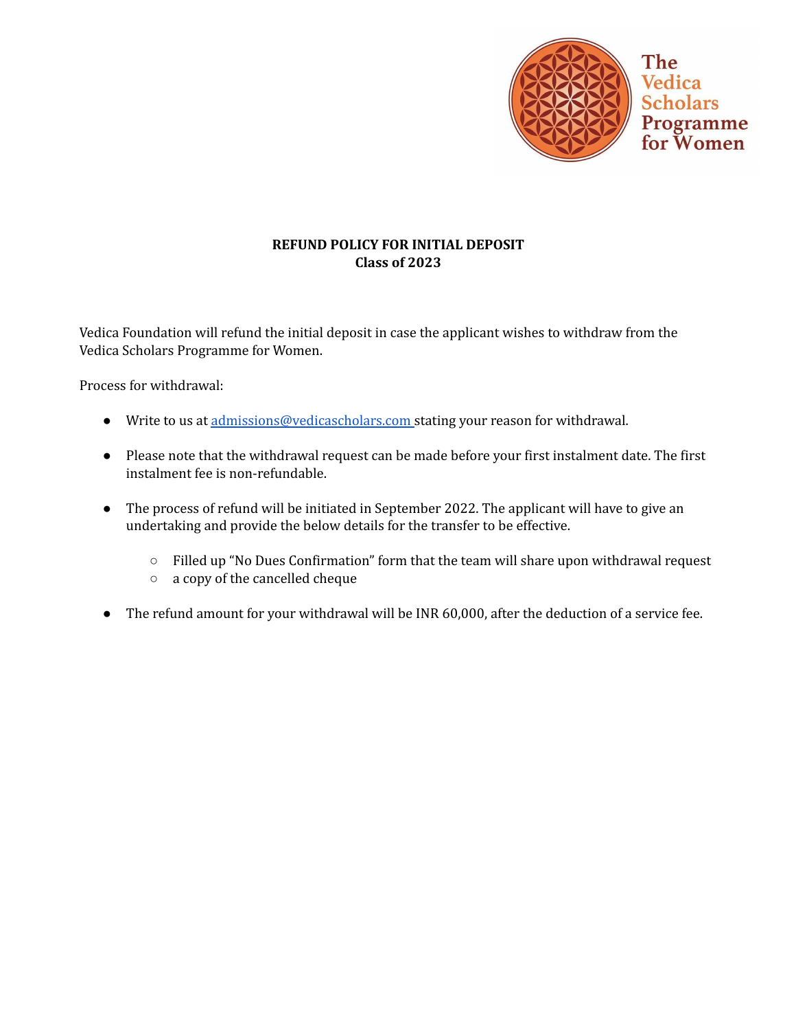**REFUND POLICY FOR INITIAL DEPOSIT**
**Class of 2023**

Vedica Foundation will refund the initial deposit in case the applicant wishes to withdraw from the Vedica Scholars Programme for Women.

Process for withdrawal:

- Write to us at admissions@vedicascholars.com stating your reason for withdrawal.
- Please note that the withdrawal request can be made before your first instalment date. The first instalment fee is non-refundable.
- The process of refund will be initiated in September 2022. The applicant will have to give an undertaking and provide the below details for the transfer to be effective.
  - Filled up "No Dues Confirmation" form that the team will share upon withdrawal request
  - a copy of the cancelled cheque
- The refund amount for your withdrawal will be INR 60,000, after the deduction of a service fee.